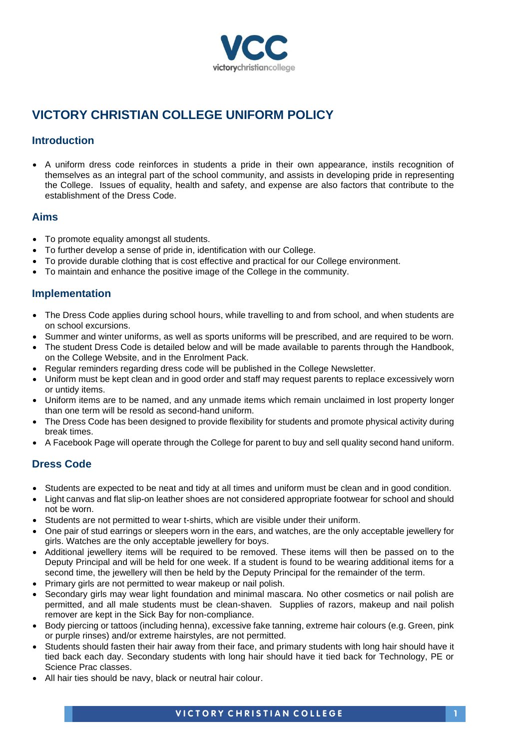# VICTORY CHRISTIAN COLLEGE UNIFORM POLICY

## Introduction

- A uniform dress code reinforces in students a pride in their own appearance, instils recognition of themselves as an integral part of the school community, and assists in developing pride in representing the College. Issues of equality, health and safety, and expense are also factors that contribute to the establishment of the Dress Code.

## Aims

- To promote equality amongst all students.
- To further develop a sense of pride in, identification with our College.
- To provide durable clothing that is cost effective and practical for our College environment.
- To maintain and enhance the positive image of the College in the community.

## Implementation

- The Dress Code applies during school hours, while travelling to and from school, and when students are on school excursions.
- Summer and winter uniforms, as well as sports uniforms will be prescribed, and are required to be worn.
- The student Dress Code is detailed below and will be made available to parents through the Handbook, on the College Website, and in the Enrolment Pack.
- Regular reminders regarding dress code will be published in the College Newsletter.
- Uniform must be kept clean and in good order and staff may request parents to replace excessively worn or untidy items.
- Uniform items are to be named, and any unmade items which remain unclaimed in lost property longer than one term will be resold as second-hand uniform.
- The Dress Code has been designed to provide flexibility for students and promote physical activity during break times.
- A Facebook Page will operate through the College for parent to buy and sell quality second hand uniform.

## Dress Code

- Students are expected to be neat and tidy at all times and uniform must be clean and in good condition.
- Light canvas and flat slip-on leather shoes are not considered appropriate footwear for school and should not be worn.
- Students are not permitted to wear t-shirts, which are visible under their uniform.
- One pair of stud earrings or sleepers worn in the ears, and watches, are the only acceptable jewellery for girls. Watches are the only acceptable jewellery for boys.
- Additional jewellery items will be required to be removed. These items will then be passed on to the Deputy Principal and will be held for one week. If a student is found to be wearing additional items for a second time, the jewellery will then be held by the Deputy Principal for the remainder of the term.
- Primary girls are not permitted to wear makeup or nail polish.
- Secondary girls may wear light foundation and minimal mascara. No other cosmetics or nail polish are permitted, and all male students must be clean-shaven. Supplies of razors, makeup and nail polish remover are kept in the Sick Bay for non-compliance.
- Body piercing or tattoos (including henna), excessive fake tanning, extreme hair colours (e.g. Green, pink or purple rinses) and/or extreme hairstyles, are not permitted.
- Students should fasten their hair away from their face, and primary students with long hair should have it tied back each day. Secondary students with long hair should have it tied back for Technology, PE or Science Prac classes.
- All hair ties should be navy, black or neutral hair colour.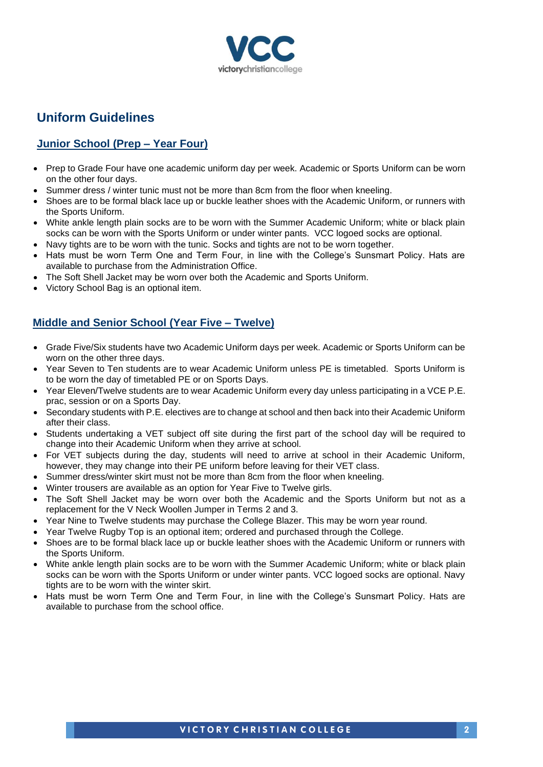## Uniform Guidelines

### Junior School (Prep – Year Four)

- Prep to Grade Four have one academic uniform day per week. Academic or Sports Uniform can be worn on the other four days.
- Summer dress / winter tunic must not be more than 8cm from the floor when kneeling.
- Shoes are to be formal black lace up or buckle leather shoes with the Academic Uniform, or runners with the Sports Uniform.
- White ankle length plain socks are to be worn with the Summer Academic Uniform; white or black plain socks can be worn with the Sports Uniform or under winter pants. VCC logoed socks are optional.
- Navy tights are to be worn with the tunic. Socks and tights are not to be worn together.
- Hats must be worn Term One and Term Four, in line with the College's Sunsmart Policy. Hats are available to purchase from the Administration Office.
- The Soft Shell Jacket may be worn over both the Academic and Sports Uniform.
- Victory School Bag is an optional item.

### Middle and Senior School (Year Five – Twelve)

- Grade Five/Six students have two Academic Uniform days per week. Academic or Sports Uniform can be worn on the other three days.
- Year Seven to Ten students are to wear Academic Uniform unless PE is timetabled. Sports Uniform is to be worn the day of timetabled PE or on Sports Days.
- Year Eleven/Twelve students are to wear Academic Uniform every day unless participating in a VCE P.E. prac, session or on a Sports Day.
- Secondary students with P.E. electives are to change at school and then back into their Academic Uniform after their class.
- Students undertaking a VET subject off site during the first part of the school day will be required to change into their Academic Uniform when they arrive at school.
- For VET subjects during the day, students will need to arrive at school in their Academic Uniform, however, they may change into their PE uniform before leaving for their VET class.
- Summer dress/winter skirt must not be more than 8cm from the floor when kneeling.
- Winter trousers are available as an option for Year Five to Twelve girls.
- The Soft Shell Jacket may be worn over both the Academic and the Sports Uniform but not as a replacement for the V Neck Woollen Jumper in Terms 2 and 3.
- Year Nine to Twelve students may purchase the College Blazer. This may be worn year round.
- Year Twelve Rugby Top is an optional item; ordered and purchased through the College.
- Shoes are to be formal black lace up or buckle leather shoes with the Academic Uniform or runners with the Sports Uniform.
- White ankle length plain socks are to be worn with the Summer Academic Uniform; white or black plain socks can be worn with the Sports Uniform or under winter pants. VCC logoed socks are optional. Navy tights are to be worn with the winter skirt.
- Hats must be worn Term One and Term Four, in line with the College's Sunsmart Policy. Hats are available to purchase from the school office.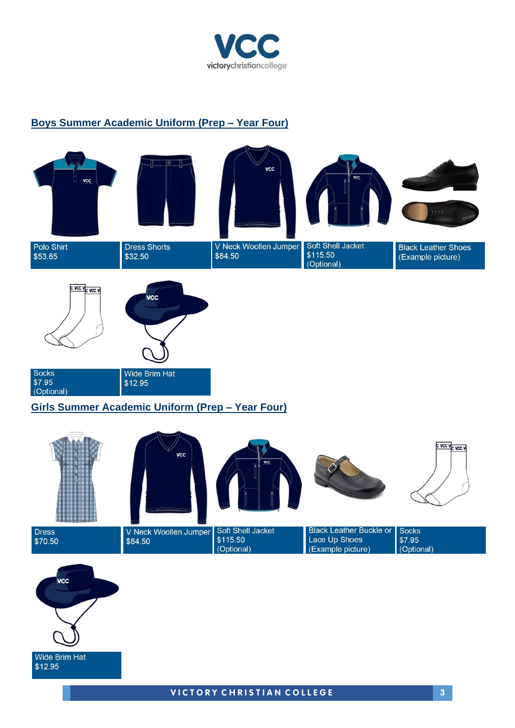## Boys Summer Academic Uniform (Prep – Year Four)

Polo Shirt
$53.65

Dress Shorts
$32.50

V Neck Woollen Jumper
$84.50

Soft Shell Jacket
$115.50
(Optional)

Black Leather Shoes
(Example picture)

Socks
$7.95
(Optional)

Wide Brim Hat
$12.95

## Girls Summer Academic Uniform (Prep – Year Four)

Dress
$70.50

V Neck Woollen Jumper
$84.50

Soft Shell Jacket
$115.50
(Optional)

Black Leather Buckle or Lace Up Shoes
(Example picture)

Socks
$7.95
(Optional)

Wide Brim Hat
$12.95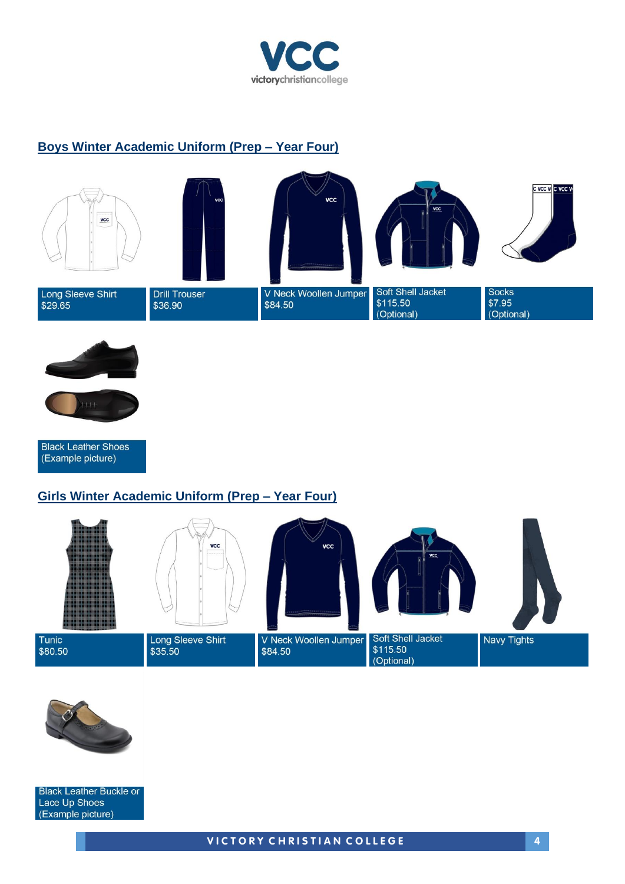## Boys Winter Academic Uniform (Prep – Year Four)

- Long Sleeve Shirt $29.65
- Drill Trouser $36.90
- V Neck Woollen Jumper $84.50
- Soft Shell Jacket $115.50 (Optional)
- Socks $7.95 (Optional)
- Black Leather Shoes (Example picture)

## Girls Winter Academic Uniform (Prep – Year Four)

- Tunic $80.50
- Long Sleeve Shirt $35.50
- V Neck Woollen Jumper $84.50
- Soft Shell Jacket $115.50 (Optional)
- Navy Tights
- Black Leather Buckle or Lace Up Shoes (Example picture)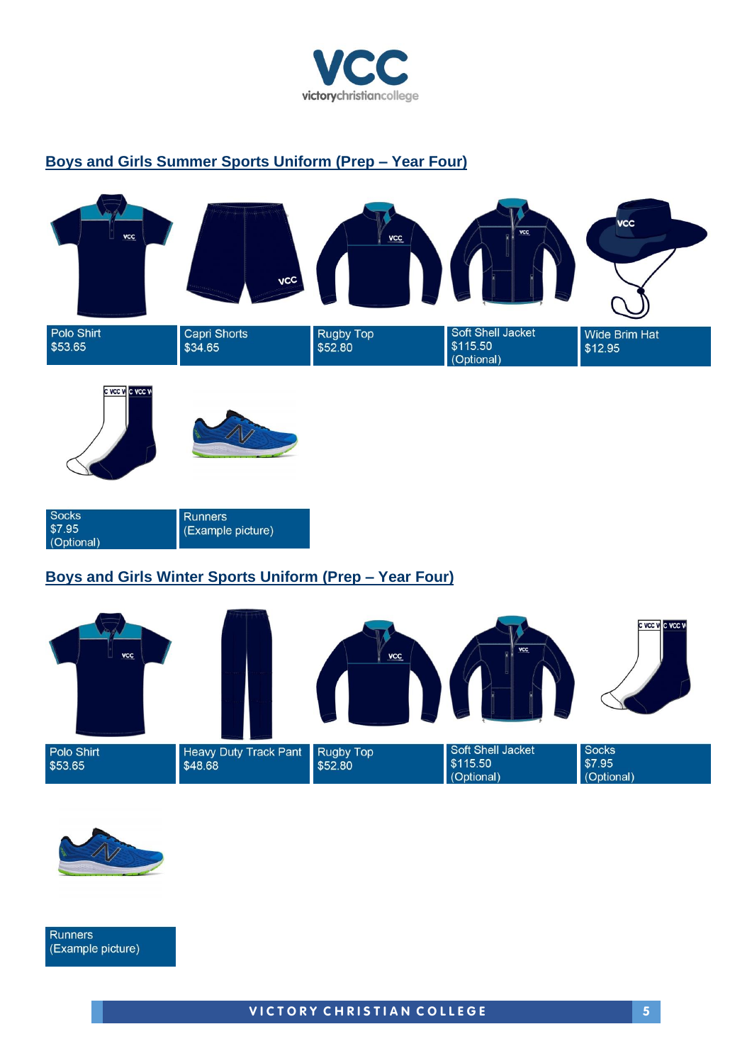## Boys and Girls Summer Sports Uniform (Prep – Year Four)

Polo Shirt
$53.65

Capri Shorts
$34.65

Rugby Top
$52.80

Soft Shell Jacket
$115.50
(Optional)

Wide Brim Hat
$12.95

Socks
$7.95
(Optional)

Runners
(Example picture)

## Boys and Girls Winter Sports Uniform (Prep – Year Four)

Polo Shirt
$53.65

Heavy Duty Track Pant
$48.68

Rugby Top
$52.80

Soft Shell Jacket
$115.50
(Optional)

Socks
$7.95
(Optional)

Runners
(Example picture)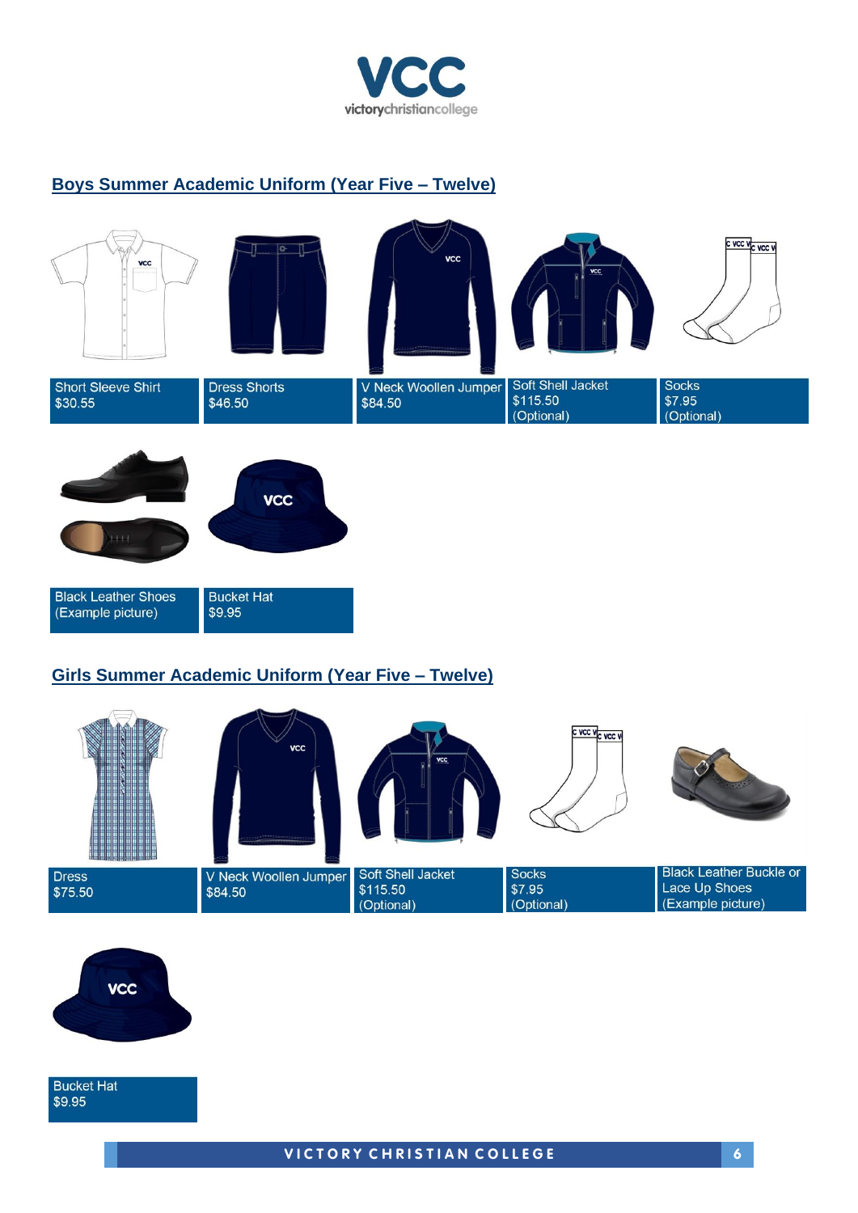## Boys Summer Academic Uniform (Year Five – Twelve)

| Short Sleeve Shirt $30.55 | Dress Shorts $46.50 | V Neck Woollen Jumper $84.50 | Soft Shell Jacket $115.50 (Optional) | Socks $7.95 (Optional) |
|---|---|---|---|---|
| Black Leather Shoes (Example picture) | Bucket Hat $9.95 | | | |

## Girls Summer Academic Uniform (Year Five – Twelve)

| Dress $75.50 | V Neck Woollen Jumper $84.50 | Soft Shell Jacket $115.50 (Optional) | Socks $7.95 (Optional) | Black Leather Buckle or Lace Up Shoes (Example picture) |
|---|---|---|---|---|
| Bucket Hat $9.95 | | | | |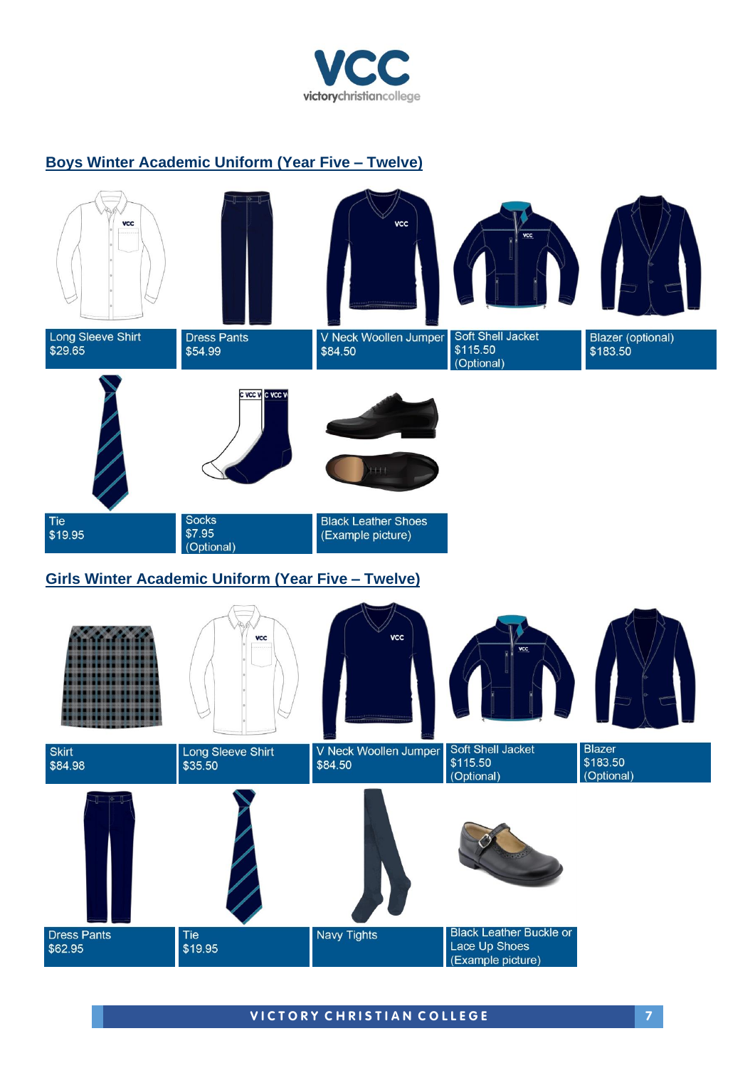## Boys Winter Academic Uniform (Year Five – Twelve)

Long Sleeve Shirt
$29.65

Dress Pants
$54.99

V Neck Woollen Jumper
$84.50

Soft Shell Jacket
$115.50
(Optional)

Blazer (optional)
$183.50

Tie
$19.95

Socks
$7.95
(Optional)

Black Leather Shoes
(Example picture)

## Girls Winter Academic Uniform (Year Five – Twelve)

Skirt
$84.98

Long Sleeve Shirt
$35.50

V Neck Woollen Jumper
$84.50

Soft Shell Jacket
$115.50
(Optional)

Blazer
$183.50
(Optional)

Dress Pants
$62.95

Tie
$19.95

Navy Tights

Black Leather Buckle or Lace Up Shoes
(Example picture)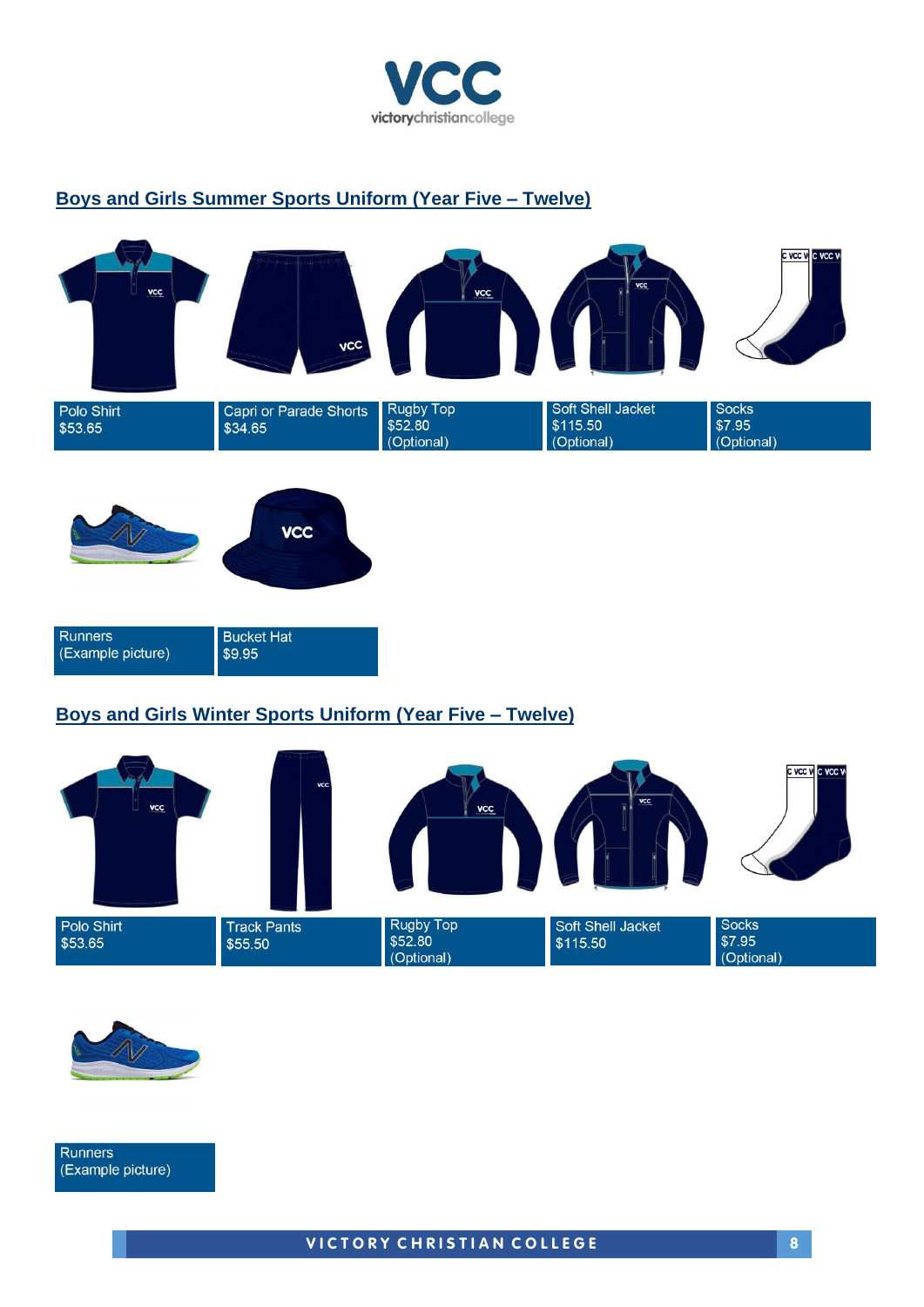VCC
victorychristiancollege

## Boys and Girls Summer Sports Uniform (Year Five – Twelve)

Polo Shirt
$53.65

Capri or Parade Shorts
$34.65

Rugby Top
$52.80
(Optional)

Soft Shell Jacket
$115.50
(Optional)

Socks
$7.95
(Optional)

Runners
(Example picture)

Bucket Hat
$9.95

## Boys and Girls Winter Sports Uniform (Year Five – Twelve)

Polo Shirt
$53.65

Track Pants
$55.50

Rugby Top
$52.80
(Optional)

Soft Shell Jacket
$115.50

Socks
$7.95
(Optional)

Runners
(Example picture)